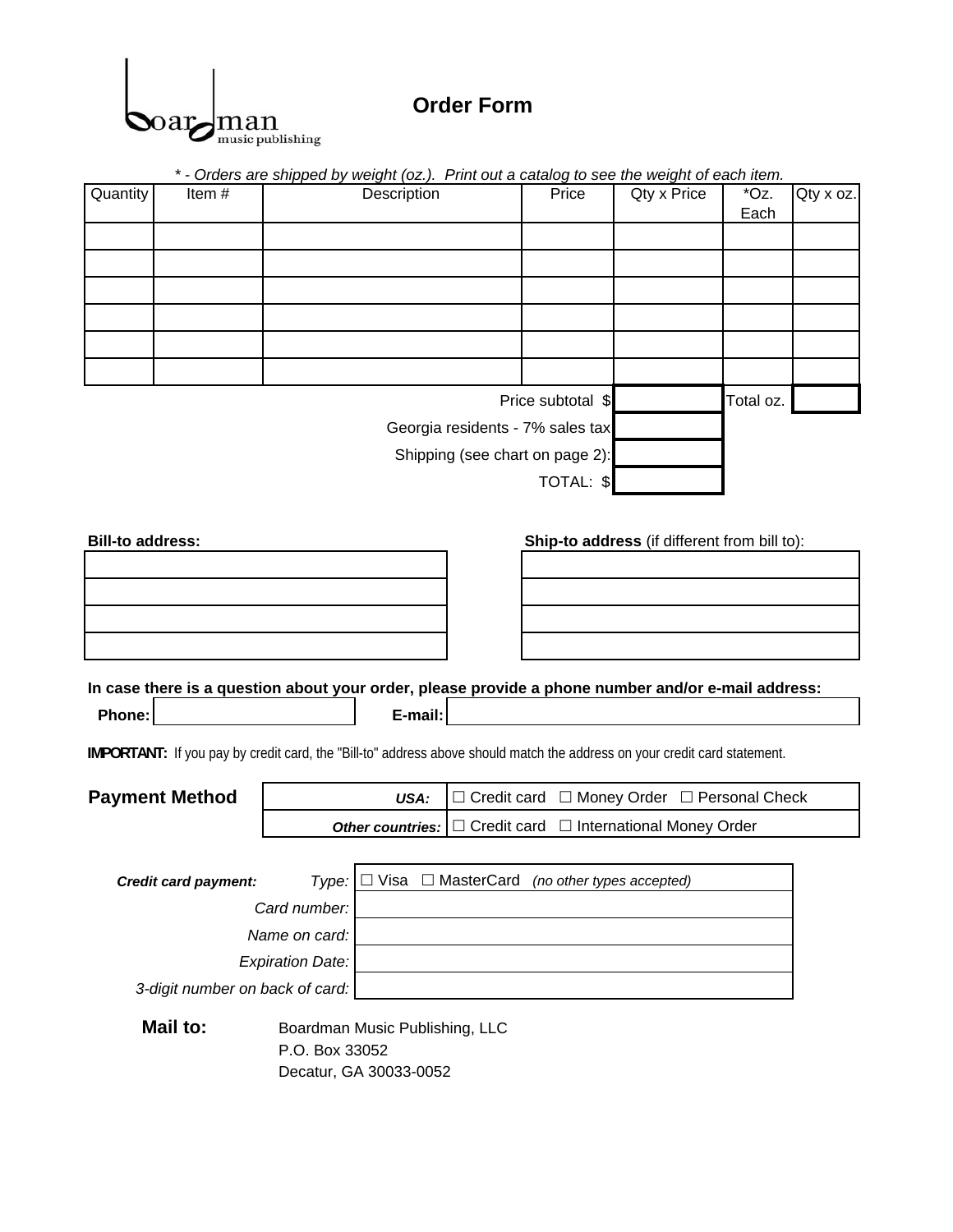boardman music publishing

# Order Form

*\* - Orders are shipped by weight (oz.). Print out a catalog to see the weight of each item.*

| Quantity | Item # | Description | Price | Qty x Price | *Oz. Each | Qty x oz. |
|---|---|---|---|---|---|---|
| | | | | | | |
| | | | | | | |
| | | | | | | |
| | | | | | | |
| | | | | | | |
| | | | | | | |
| | | | Price subtotal $ | | Total oz. | |
| | | | Georgia residents - 7% sales tax | | | |
| | | | Shipping (see chart on page 2): | | | |
| | | | TOTAL: $ | | | |

**Bill-to address:**

| |
|---|
| |
| |
| |
| |

**Ship-to address** (if different from bill to):

| |
|---|
| |
| |
| |
| |

**In case there is a question about your order, please provide a phone number and/or e-mail address:**

**Phone:** ____________ **E-mail:** ____________

**IMPORTANT:** If you pay by credit card, the "Bill-to" address above should match the address on your credit card statement.

## Payment Method

| | |
|---|---|
| ***USA:*** | ☐ Credit card ☐ Money Order ☐ Personal Check |
| ***Other countries:*** | ☐ Credit card ☐ International Money Order |

***Credit card payment:***

| | |
|---|---|
| *Type:* | ☐ Visa ☐ MasterCard *(no other types accepted)* |
| *Card number:* | |
| *Name on card:* | |
| *Expiration Date:* | |
| *3-digit number on back of card:* | |

**Mail to:**

Boardman Music Publishing, LLC
P.O. Box 33052
Decatur, GA 30033-0052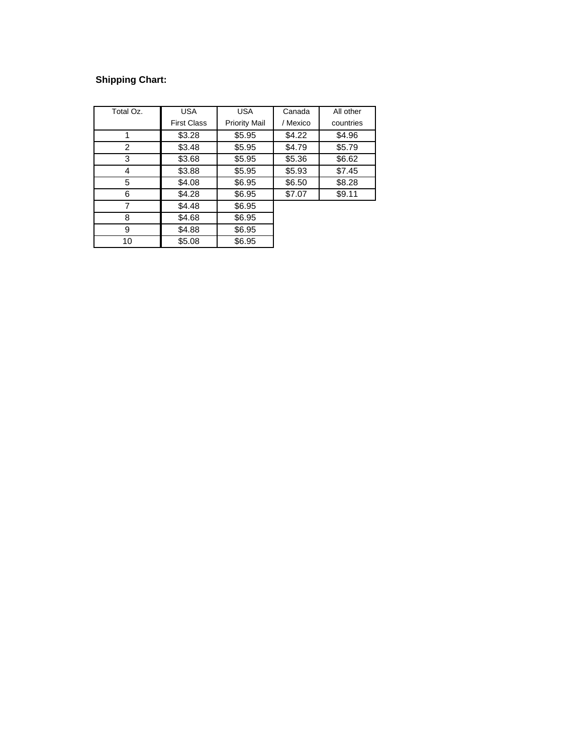**Shipping Chart:**

| Total Oz. | USA First Class | USA Priority Mail | Canada / Mexico | All other countries |
|---|---|---|---|---|
| 1 | $3.28 | $5.95 | $4.22 | $4.96 |
| 2 | $3.48 | $5.95 | $4.79 | $5.79 |
| 3 | $3.68 | $5.95 | $5.36 | $6.62 |
| 4 | $3.88 | $5.95 | $5.93 | $7.45 |
| 5 | $4.08 | $6.95 | $6.50 | $8.28 |
| 6 | $4.28 | $6.95 | $7.07 | $9.11 |
| 7 | $4.48 | $6.95 | | |
| 8 | $4.68 | $6.95 | | |
| 9 | $4.88 | $6.95 | | |
| 10 | $5.08 | $6.95 | | |